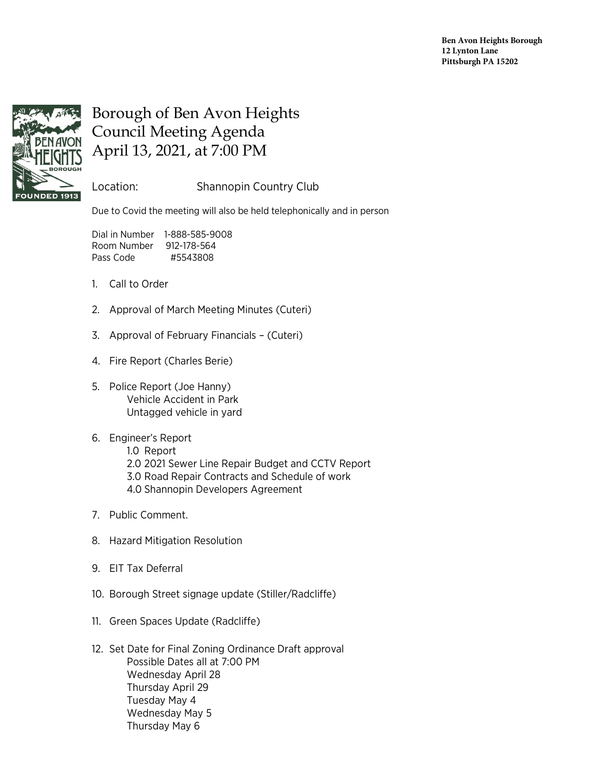**Ben Avon Heights Borough**
**12 Lynton Lane**
**Pittsburgh PA 15202**

# Borough of Ben Avon Heights
# Council Meeting Agenda
# April 13, 2021, at 7:00 PM

Location: Shannopin Country Club

Due to Covid the meeting will also be held telephonically and in person

Dial in Number 1-888-585-9008
Room Number 912-178-564
Pass Code #5543808

1. Call to Order

2. Approval of March Meeting Minutes (Cuteri)

3. Approval of February Financials – (Cuteri)

4. Fire Report (Charles Berie)

5. Police Report (Joe Hanny)
   - Vehicle Accident in Park
   - Untagged vehicle in yard

6. Engineer's Report
   - 1.0 Report
   - 2.0 2021 Sewer Line Repair Budget and CCTV Report
   - 3.0 Road Repair Contracts and Schedule of work
   - 4.0 Shannopin Developers Agreement

7. Public Comment.

8. Hazard Mitigation Resolution

9. EIT Tax Deferral

10. Borough Street signage update (Stiller/Radcliffe)

11. Green Spaces Update (Radcliffe)

12. Set Date for Final Zoning Ordinance Draft approval
    - Possible Dates all at 7:00 PM
    - Wednesday April 28
    - Thursday April 29
    - Tuesday May 4
    - Wednesday May 5
    - Thursday May 6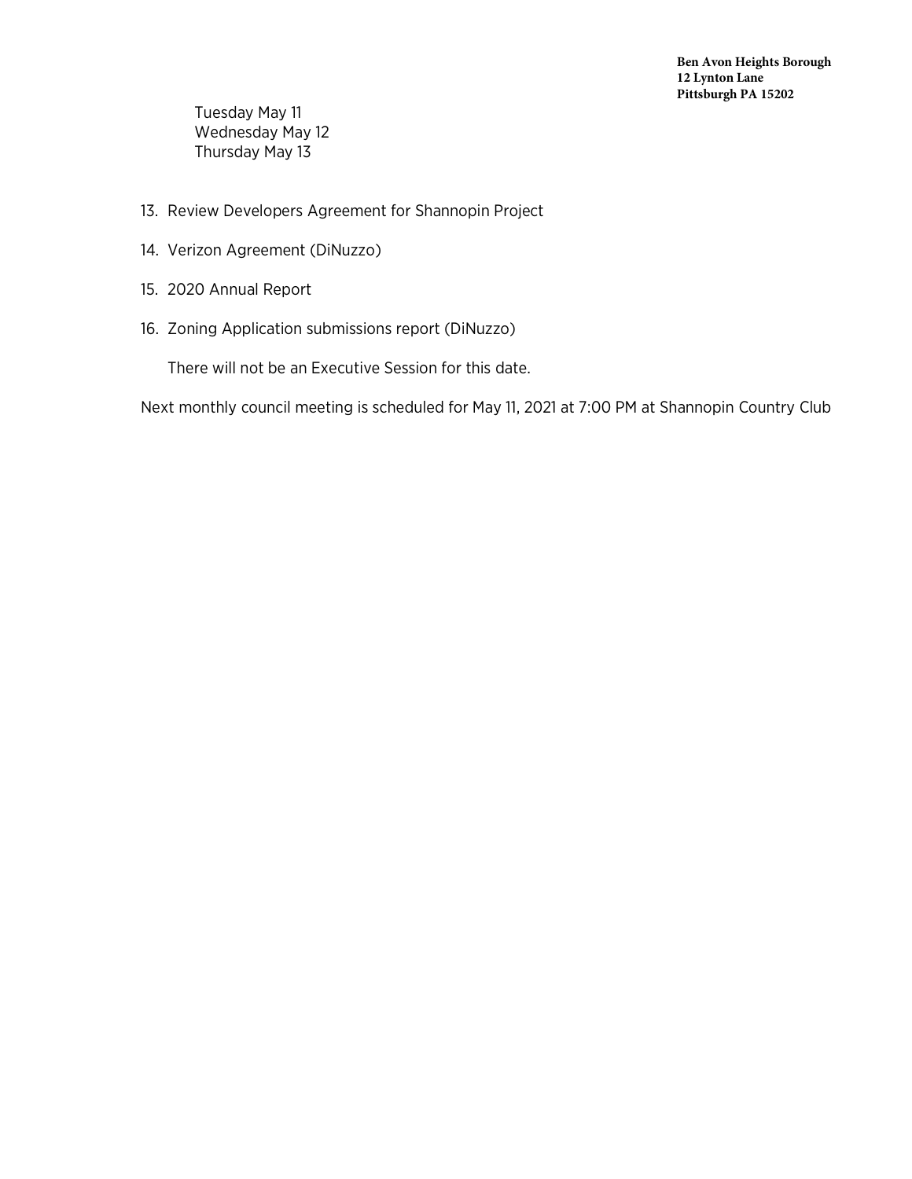Ben Avon Heights Borough
12 Lynton Lane
Pittsburgh PA 15202

Tuesday May 11
Wednesday May 12
Thursday May 13

13. Review Developers Agreement for Shannopin Project
14. Verizon Agreement (DiNuzzo)
15. 2020 Annual Report
16. Zoning Application submissions report (DiNuzzo)

There will not be an Executive Session for this date.

Next monthly council meeting is scheduled for May 11, 2021 at 7:00 PM at Shannopin Country Club